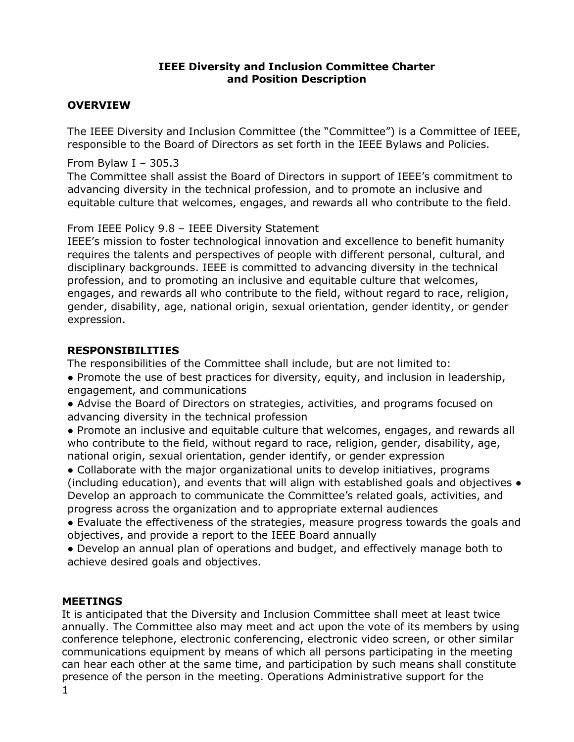# IEEE Diversity and Inclusion Committee Charter and Position Description

## OVERVIEW

The IEEE Diversity and Inclusion Committee (the "Committee") is a Committee of IEEE, responsible to the Board of Directors as set forth in the IEEE Bylaws and Policies.

From Bylaw I – 305.3
The Committee shall assist the Board of Directors in support of IEEE's commitment to advancing diversity in the technical profession, and to promote an inclusive and equitable culture that welcomes, engages, and rewards all who contribute to the field.

From IEEE Policy 9.8 – IEEE Diversity Statement
IEEE's mission to foster technological innovation and excellence to benefit humanity requires the talents and perspectives of people with different personal, cultural, and disciplinary backgrounds. IEEE is committed to advancing diversity in the technical profession, and to promoting an inclusive and equitable culture that welcomes, engages, and rewards all who contribute to the field, without regard to race, religion, gender, disability, age, national origin, sexual orientation, gender identity, or gender expression.

## RESPONSIBILITIES

The responsibilities of the Committee shall include, but are not limited to:

- Promote the use of best practices for diversity, equity, and inclusion in leadership, engagement, and communications
- Advise the Board of Directors on strategies, activities, and programs focused on advancing diversity in the technical profession
- Promote an inclusive and equitable culture that welcomes, engages, and rewards all who contribute to the field, without regard to race, religion, gender, disability, age, national origin, sexual orientation, gender identify, or gender expression
- Collaborate with the major organizational units to develop initiatives, programs (including education), and events that will align with established goals and objectives
- Develop an approach to communicate the Committee's related goals, activities, and progress across the organization and to appropriate external audiences
- Evaluate the effectiveness of the strategies, measure progress towards the goals and objectives, and provide a report to the IEEE Board annually
- Develop an annual plan of operations and budget, and effectively manage both to achieve desired goals and objectives.

## MEETINGS

It is anticipated that the Diversity and Inclusion Committee shall meet at least twice annually. The Committee also may meet and act upon the vote of its members by using conference telephone, electronic conferencing, electronic video screen, or other similar communications equipment by means of which all persons participating in the meeting can hear each other at the same time, and participation by such means shall constitute presence of the person in the meeting. Operations Administrative support for the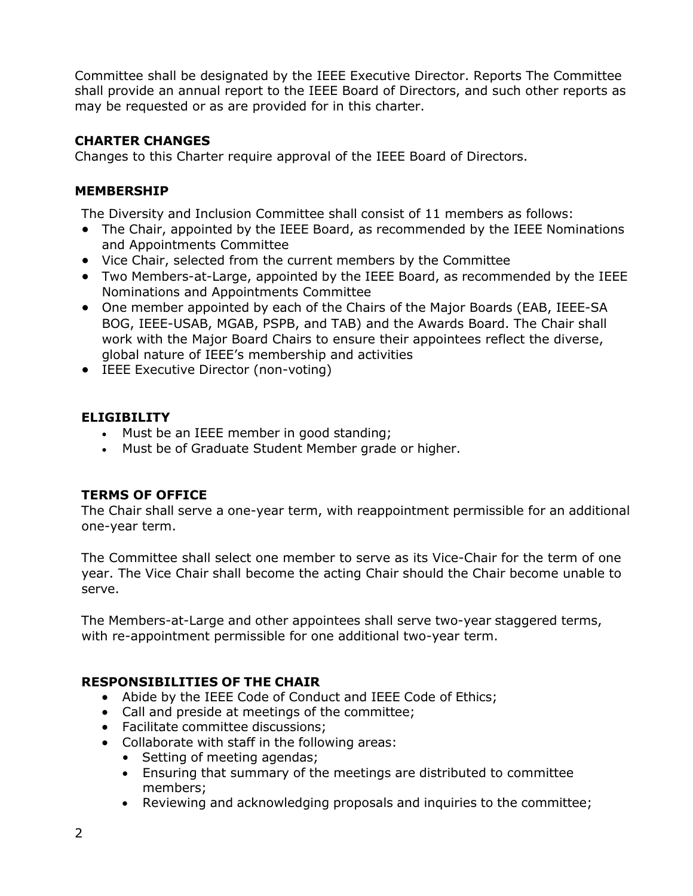Committee shall be designated by the IEEE Executive Director. Reports The Committee shall provide an annual report to the IEEE Board of Directors, and such other reports as may be requested or as are provided for in this charter.

### CHARTER CHANGES

Changes to this Charter require approval of the IEEE Board of Directors.

### MEMBERSHIP

The Diversity and Inclusion Committee shall consist of 11 members as follows:

- The Chair, appointed by the IEEE Board, as recommended by the IEEE Nominations and Appointments Committee
- Vice Chair, selected from the current members by the Committee
- Two Members-at-Large, appointed by the IEEE Board, as recommended by the IEEE Nominations and Appointments Committee
- One member appointed by each of the Chairs of the Major Boards (EAB, IEEE-SA BOG, IEEE-USAB, MGAB, PSPB, and TAB) and the Awards Board. The Chair shall work with the Major Board Chairs to ensure their appointees reflect the diverse, global nature of IEEE's membership and activities
- IEEE Executive Director (non-voting)

### ELIGIBILITY

- Must be an IEEE member in good standing;
- Must be of Graduate Student Member grade or higher.

### TERMS OF OFFICE

The Chair shall serve a one-year term, with reappointment permissible for an additional one-year term.

The Committee shall select one member to serve as its Vice-Chair for the term of one year. The Vice Chair shall become the acting Chair should the Chair become unable to serve.

The Members-at-Large and other appointees shall serve two-year staggered terms, with re-appointment permissible for one additional two-year term.

### RESPONSIBILITIES OF THE CHAIR

- Abide by the IEEE Code of Conduct and IEEE Code of Ethics;
- Call and preside at meetings of the committee;
- Facilitate committee discussions;
- Collaborate with staff in the following areas:
  - Setting of meeting agendas;
  - Ensuring that summary of the meetings are distributed to committee members;
  - Reviewing and acknowledging proposals and inquiries to the committee;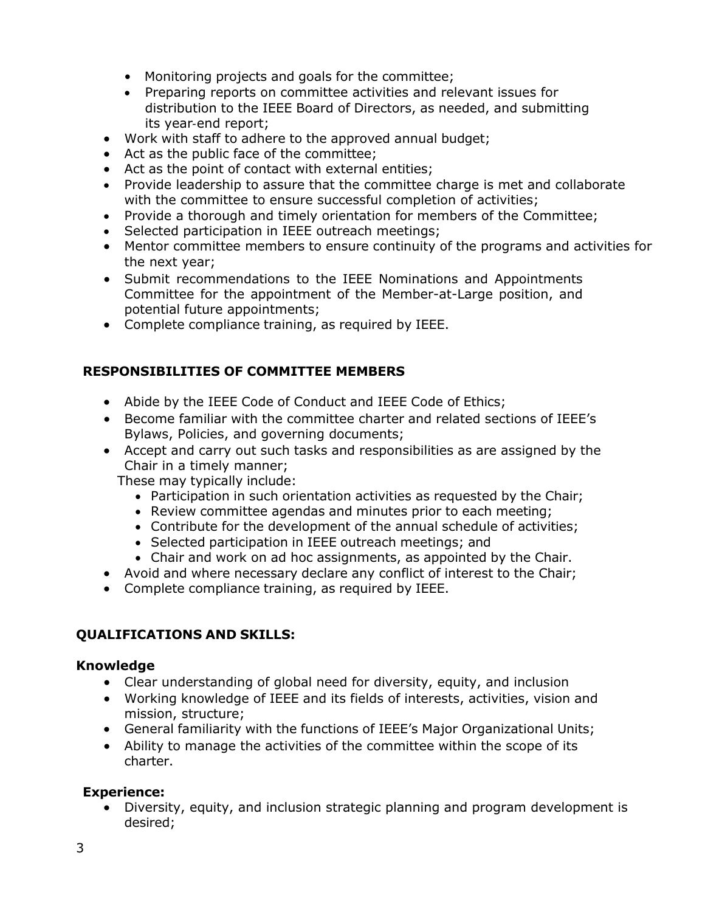- Monitoring projects and goals for the committee;
  - Preparing reports on committee activities and relevant issues for distribution to the IEEE Board of Directors, as needed, and submitting its year-end report;
- Work with staff to adhere to the approved annual budget;
- Act as the public face of the committee;
- Act as the point of contact with external entities;
- Provide leadership to assure that the committee charge is met and collaborate with the committee to ensure successful completion of activities;
- Provide a thorough and timely orientation for members of the Committee;
- Selected participation in IEEE outreach meetings;
- Mentor committee members to ensure continuity of the programs and activities for the next year;
- Submit recommendations to the IEEE Nominations and Appointments Committee for the appointment of the Member-at-Large position, and potential future appointments;
- Complete compliance training, as required by IEEE.

**RESPONSIBILITIES OF COMMITTEE MEMBERS**

- Abide by the IEEE Code of Conduct and IEEE Code of Ethics;
- Become familiar with the committee charter and related sections of IEEE's Bylaws, Policies, and governing documents;
- Accept and carry out such tasks and responsibilities as are assigned by the Chair in a timely manner;

  These may typically include:
  - Participation in such orientation activities as requested by the Chair;
  - Review committee agendas and minutes prior to each meeting;
  - Contribute for the development of the annual schedule of activities;
  - Selected participation in IEEE outreach meetings; and
  - Chair and work on ad hoc assignments, as appointed by the Chair.
- Avoid and where necessary declare any conflict of interest to the Chair;
- Complete compliance training, as required by IEEE.

**QUALIFICATIONS AND SKILLS:**

**Knowledge**

- Clear understanding of global need for diversity, equity, and inclusion
- Working knowledge of IEEE and its fields of interests, activities, vision and mission, structure;
- General familiarity with the functions of IEEE's Major Organizational Units;
- Ability to manage the activities of the committee within the scope of its charter.

**Experience:**

- Diversity, equity, and inclusion strategic planning and program development is desired;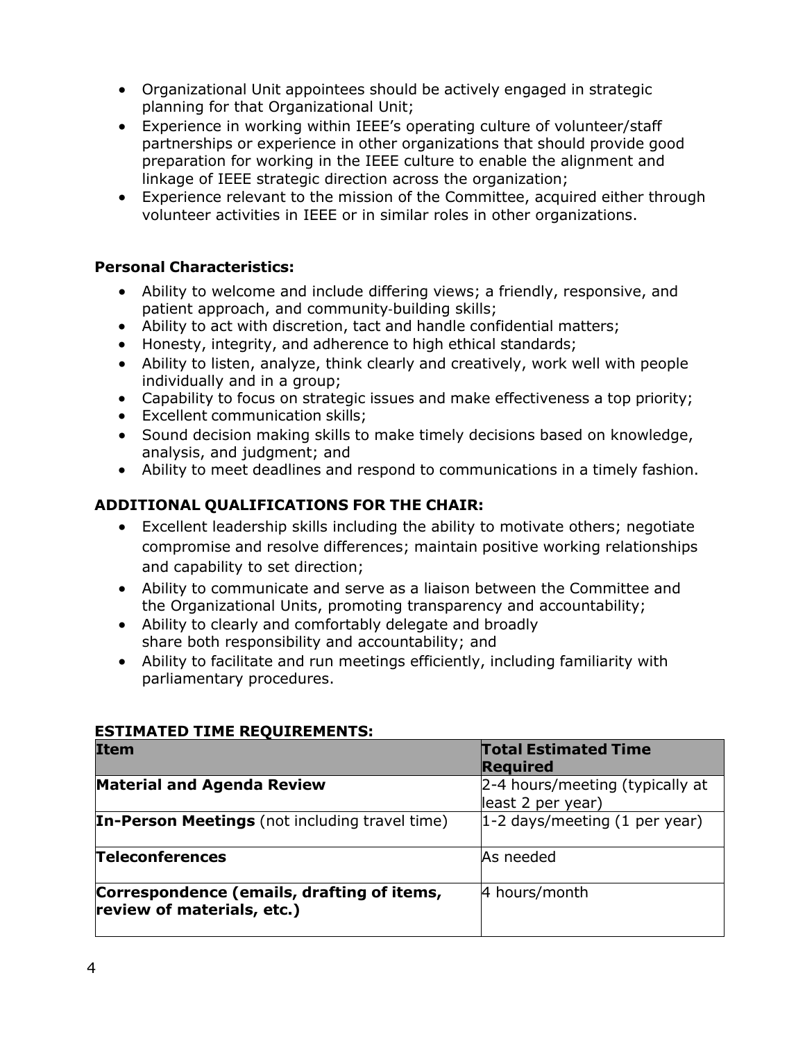- Organizational Unit appointees should be actively engaged in strategic planning for that Organizational Unit;
- Experience in working within IEEE's operating culture of volunteer/staff partnerships or experience in other organizations that should provide good preparation for working in the IEEE culture to enable the alignment and linkage of IEEE strategic direction across the organization;
- Experience relevant to the mission of the Committee, acquired either through volunteer activities in IEEE or in similar roles in other organizations.

**Personal Characteristics:**

- Ability to welcome and include differing views; a friendly, responsive, and patient approach, and community-building skills;
- Ability to act with discretion, tact and handle confidential matters;
- Honesty, integrity, and adherence to high ethical standards;
- Ability to listen, analyze, think clearly and creatively, work well with people individually and in a group;
- Capability to focus on strategic issues and make effectiveness a top priority;
- Excellent communication skills;
- Sound decision making skills to make timely decisions based on knowledge, analysis, and judgment; and
- Ability to meet deadlines and respond to communications in a timely fashion.

## ADDITIONAL QUALIFICATIONS FOR THE CHAIR:

- Excellent leadership skills including the ability to motivate others; negotiate compromise and resolve differences; maintain positive working relationships and capability to set direction;
- Ability to communicate and serve as a liaison between the Committee and the Organizational Units, promoting transparency and accountability;
- Ability to clearly and comfortably delegate and broadly share both responsibility and accountability; and
- Ability to facilitate and run meetings efficiently, including familiarity with parliamentary procedures.

**ESTIMATED TIME REQUIREMENTS:**

| **Item** | **Total Estimated Time Required** |
|---|---|
| **Material and Agenda Review** | 2-4 hours/meeting (typically at least 2 per year) |
| **In-Person Meetings** (not including travel time) | 1-2 days/meeting (1 per year) |
| **Teleconferences** | As needed |
| **Correspondence (emails, drafting of items, review of materials, etc.)** | 4 hours/month |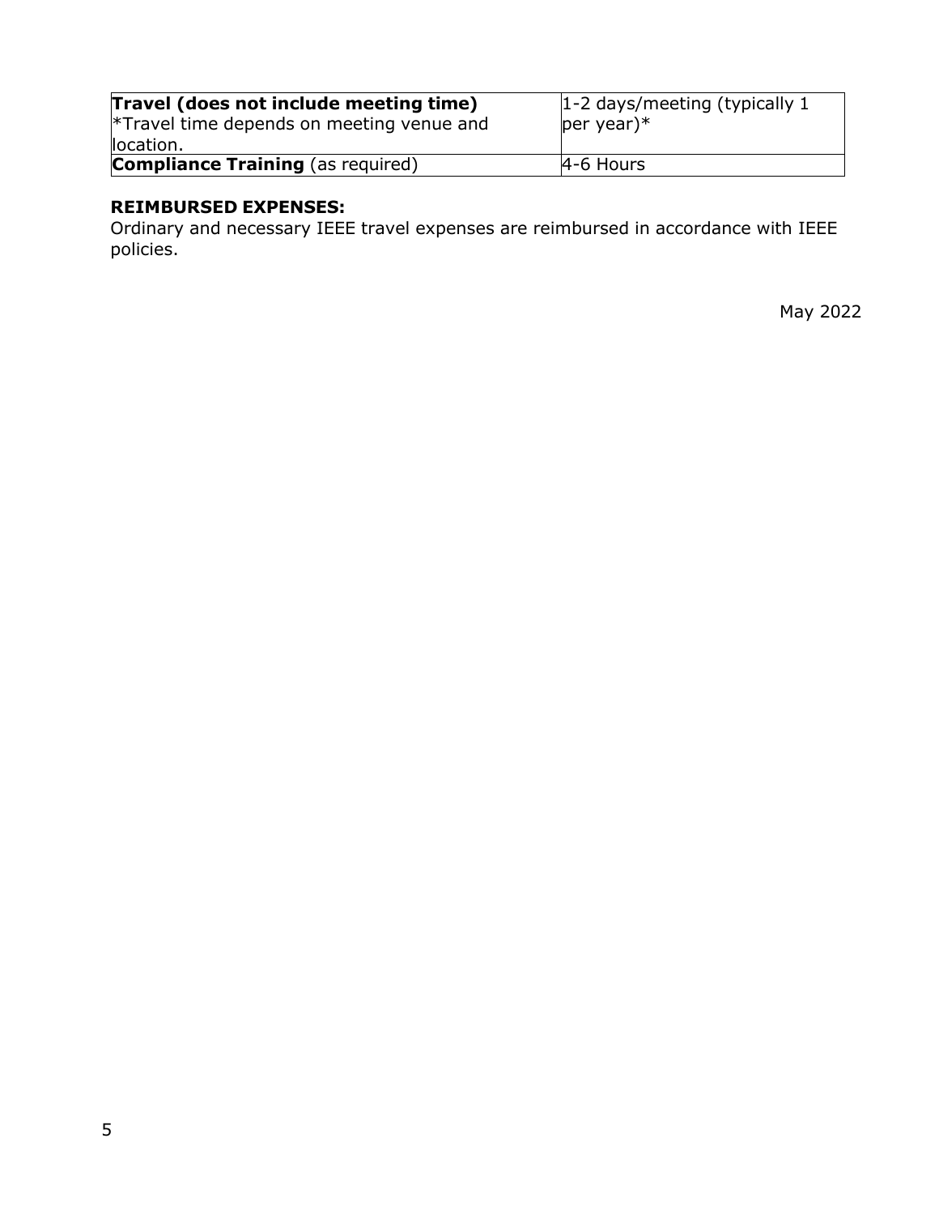| | |
|---|---|
| **Travel (does not include meeting time)** *Travel time depends on meeting venue and location. | 1-2 days/meeting (typically 1 per year)* |
| **Compliance Training** (as required) | 4-6 Hours |

**REIMBURSED EXPENSES:**
Ordinary and necessary IEEE travel expenses are reimbursed in accordance with IEEE policies.

May 2022